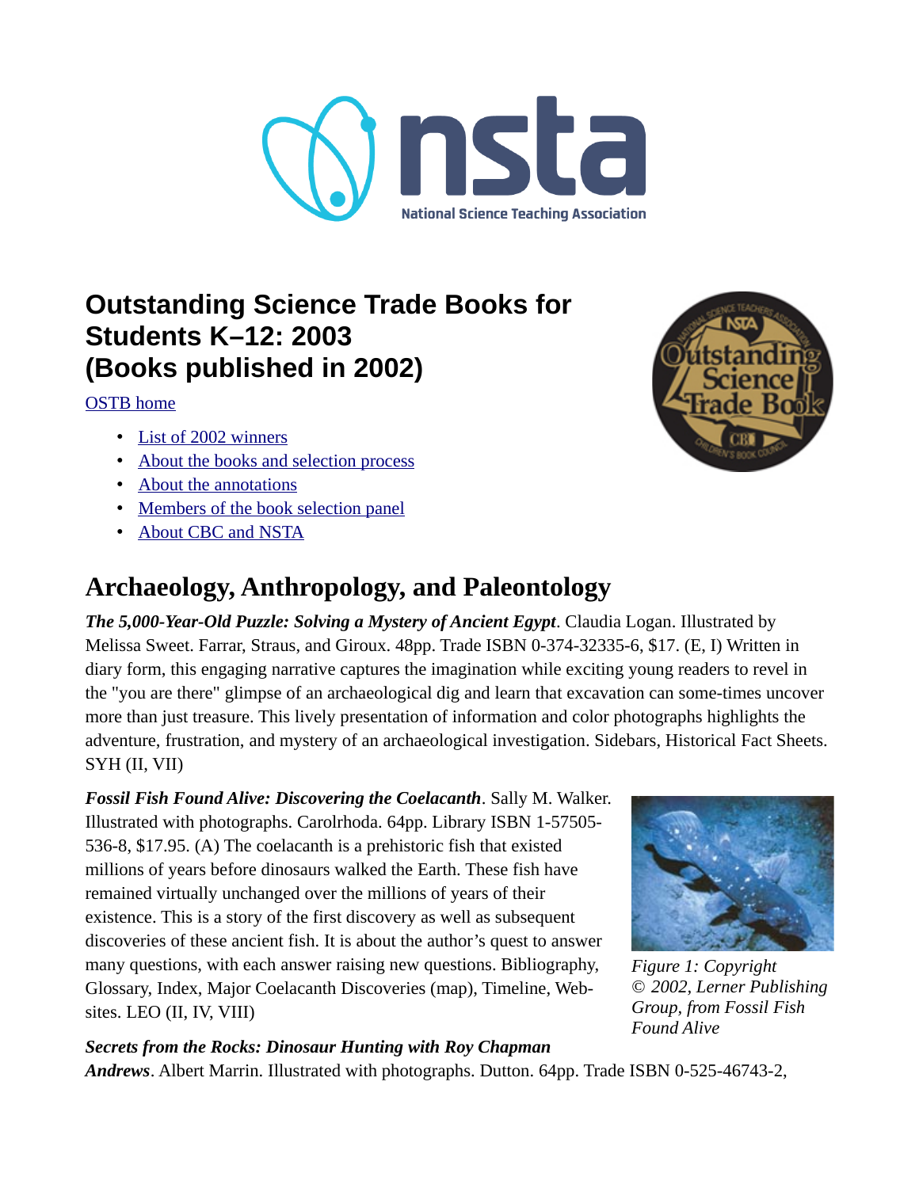# Outstanding Science Trade Books for Students K–12: 2003 (Books published in 2002)

OSTB home

- List of 2002 winners
- About the books and selection process
- About the annotations
- Members of the book selection panel
- About CBC and NSTA

## Archaeology, Anthropology, and Paleontology

***The 5,000-Year-Old Puzzle: Solving a Mystery of Ancient Egypt***. Claudia Logan. Illustrated by Melissa Sweet. Farrar, Straus, and Giroux. 48pp. Trade ISBN 0-374-32335-6, $17. (E, I) Written in diary form, this engaging narrative captures the imagination while exciting young readers to revel in the "you are there" glimpse of an archaeological dig and learn that excavation can some-times uncover more than just treasure. This lively presentation of information and color photographs highlights the adventure, frustration, and mystery of an archaeological investigation. Sidebars, Historical Fact Sheets. SYH (II, VII)

***Fossil Fish Found Alive: Discovering the Coelacanth***. Sally M. Walker. Illustrated with photographs. Carolrhoda. 64pp. Library ISBN 1-57505-536-8, $17.95. (A) The coelacanth is a prehistoric fish that existed millions of years before dinosaurs walked the Earth. These fish have remained virtually unchanged over the millions of years of their existence. This is a story of the first discovery as well as subsequent discoveries of these ancient fish. It is about the author's quest to answer many questions, with each answer raising new questions. Bibliography, Glossary, Index, Major Coelacanth Discoveries (map), Timeline, Web-sites. LEO (II, IV, VIII)

*Figure 1: Copyright © 2002, Lerner Publishing Group, from Fossil Fish Found Alive*

***Secrets from the Rocks: Dinosaur Hunting with Roy Chapman Andrews***. Albert Marrin. Illustrated with photographs. Dutton. 64pp. Trade ISBN 0-525-46743-2,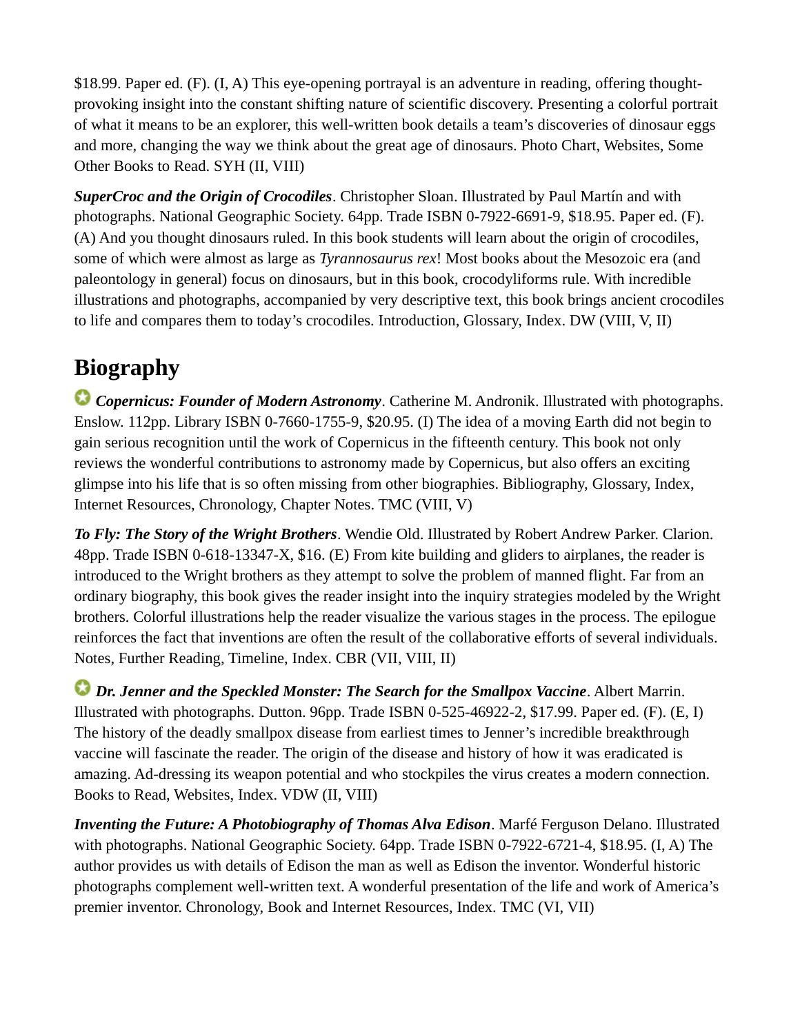$18.99. Paper ed. (F). (I, A) This eye-opening portrayal is an adventure in reading, offering thought-provoking insight into the constant shifting nature of scientific discovery. Presenting a colorful portrait of what it means to be an explorer, this well-written book details a team's discoveries of dinosaur eggs and more, changing the way we think about the great age of dinosaurs. Photo Chart, Websites, Some Other Books to Read. SYH (II, VIII)

***SuperCroc and the Origin of Crocodiles***. Christopher Sloan. Illustrated by Paul Martín and with photographs. National Geographic Society. 64pp. Trade ISBN 0-7922-6691-9, $18.95. Paper ed. (F). (A) And you thought dinosaurs ruled. In this book students will learn about the origin of crocodiles, some of which were almost as large as *Tyrannosaurus rex*! Most books about the Mesozoic era (and paleontology in general) focus on dinosaurs, but in this book, crocodyliforms rule. With incredible illustrations and photographs, accompanied by very descriptive text, this book brings ancient crocodiles to life and compares them to today's crocodiles. Introduction, Glossary, Index. DW (VIII, V, II)

## Biography

***Copernicus: Founder of Modern Astronomy***. Catherine M. Andronik. Illustrated with photographs. Enslow. 112pp. Library ISBN 0-7660-1755-9, $20.95. (I) The idea of a moving Earth did not begin to gain serious recognition until the work of Copernicus in the fifteenth century. This book not only reviews the wonderful contributions to astronomy made by Copernicus, but also offers an exciting glimpse into his life that is so often missing from other biographies. Bibliography, Glossary, Index, Internet Resources, Chronology, Chapter Notes. TMC (VIII, V)

***To Fly: The Story of the Wright Brothers***. Wendie Old. Illustrated by Robert Andrew Parker. Clarion. 48pp. Trade ISBN 0-618-13347-X, $16. (E) From kite building and gliders to airplanes, the reader is introduced to the Wright brothers as they attempt to solve the problem of manned flight. Far from an ordinary biography, this book gives the reader insight into the inquiry strategies modeled by the Wright brothers. Colorful illustrations help the reader visualize the various stages in the process. The epilogue reinforces the fact that inventions are often the result of the collaborative efforts of several individuals. Notes, Further Reading, Timeline, Index. CBR (VII, VIII, II)

***Dr. Jenner and the Speckled Monster: The Search for the Smallpox Vaccine***. Albert Marrin. Illustrated with photographs. Dutton. 96pp. Trade ISBN 0-525-46922-2, $17.99. Paper ed. (F). (E, I) The history of the deadly smallpox disease from earliest times to Jenner's incredible breakthrough vaccine will fascinate the reader. The origin of the disease and history of how it was eradicated is amazing. Ad-dressing its weapon potential and who stockpiles the virus creates a modern connection. Books to Read, Websites, Index. VDW (II, VIII)

***Inventing the Future: A Photobiography of Thomas Alva Edison***. Marfé Ferguson Delano. Illustrated with photographs. National Geographic Society. 64pp. Trade ISBN 0-7922-6721-4, $18.95. (I, A) The author provides us with details of Edison the man as well as Edison the inventor. Wonderful historic photographs complement well-written text. A wonderful presentation of the life and work of America's premier inventor. Chronology, Book and Internet Resources, Index. TMC (VI, VII)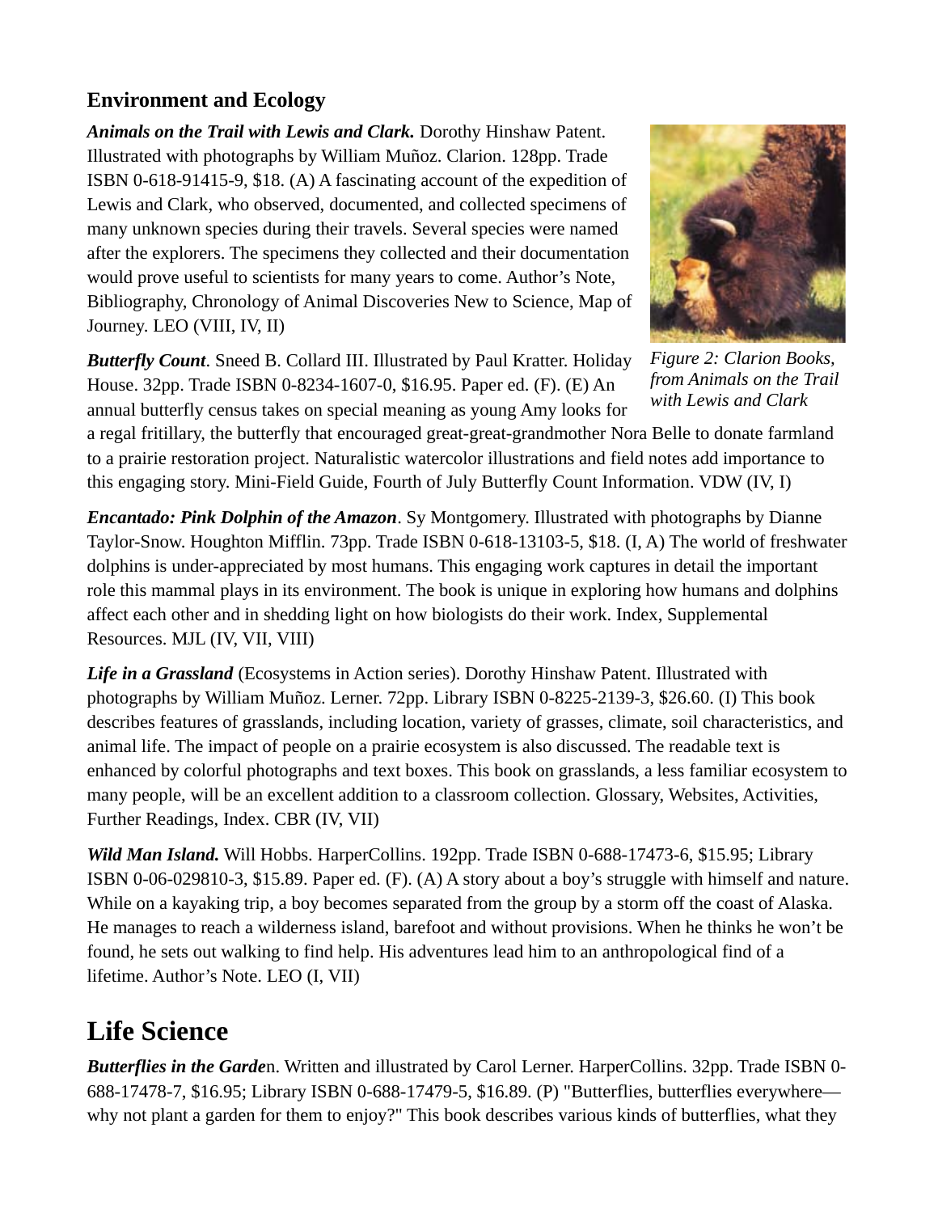### Environment and Ecology

***Animals on the Trail with Lewis and Clark.*** Dorothy Hinshaw Patent. Illustrated with photographs by William Muñoz. Clarion. 128pp. Trade ISBN 0-618-91415-9, $18. (A) A fascinating account of the expedition of Lewis and Clark, who observed, documented, and collected specimens of many unknown species during their travels. Several species were named after the explorers. The specimens they collected and their documentation would prove useful to scientists for many years to come. Author's Note, Bibliography, Chronology of Animal Discoveries New to Science, Map of Journey. LEO (VIII, IV, II)

*Figure 2: Clarion Books, from Animals on the Trail with Lewis and Clark*

***Butterfly Count***. Sneed B. Collard III. Illustrated by Paul Kratter. Holiday House. 32pp. Trade ISBN 0-8234-1607-0, $16.95. Paper ed. (F). (E) An annual butterfly census takes on special meaning as young Amy looks for a regal fritillary, the butterfly that encouraged great-great-grandmother Nora Belle to donate farmland to a prairie restoration project. Naturalistic watercolor illustrations and field notes add importance to this engaging story. Mini-Field Guide, Fourth of July Butterfly Count Information. VDW (IV, I)

***Encantado: Pink Dolphin of the Amazon***. Sy Montgomery. Illustrated with photographs by Dianne Taylor-Snow. Houghton Mifflin. 73pp. Trade ISBN 0-618-13103-5, $18. (I, A) The world of freshwater dolphins is under-appreciated by most humans. This engaging work captures in detail the important role this mammal plays in its environment. The book is unique in exploring how humans and dolphins affect each other and in shedding light on how biologists do their work. Index, Supplemental Resources. MJL (IV, VII, VIII)

***Life in a Grassland*** (Ecosystems in Action series). Dorothy Hinshaw Patent. Illustrated with photographs by William Muñoz. Lerner. 72pp. Library ISBN 0-8225-2139-3, $26.60. (I) This book describes features of grasslands, including location, variety of grasses, climate, soil characteristics, and animal life. The impact of people on a prairie ecosystem is also discussed. The readable text is enhanced by colorful photographs and text boxes. This book on grasslands, a less familiar ecosystem to many people, will be an excellent addition to a classroom collection. Glossary, Websites, Activities, Further Readings, Index. CBR (IV, VII)

***Wild Man Island.*** Will Hobbs. HarperCollins. 192pp. Trade ISBN 0-688-17473-6, $15.95; Library ISBN 0-06-029810-3, $15.89. Paper ed. (F). (A) A story about a boy's struggle with himself and nature. While on a kayaking trip, a boy becomes separated from the group by a storm off the coast of Alaska. He manages to reach a wilderness island, barefoot and without provisions. When he thinks he won't be found, he sets out walking to find help. His adventures lead him to an anthropological find of a lifetime. Author's Note. LEO (I, VII)

## Life Science

***Butterflies in the Garde***n. Written and illustrated by Carol Lerner. HarperCollins. 32pp. Trade ISBN 0-688-17478-7, $16.95; Library ISBN 0-688-17479-5, $16.89. (P) "Butterflies, butterflies everywhere—why not plant a garden for them to enjoy?" This book describes various kinds of butterflies, what they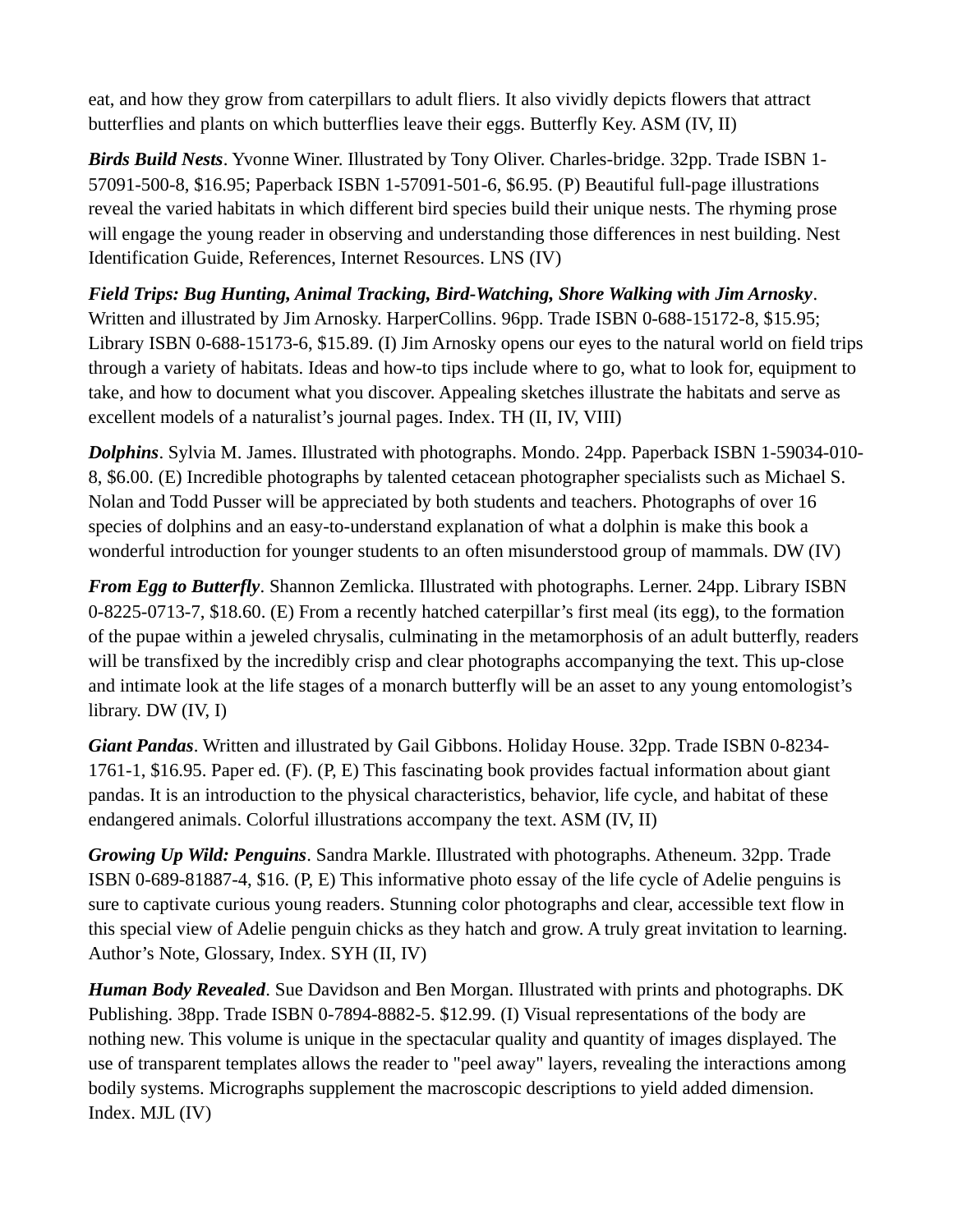eat, and how they grow from caterpillars to adult fliers. It also vividly depicts flowers that attract butterflies and plants on which butterflies leave their eggs. Butterfly Key. ASM (IV, II)

***Birds Build Nests***. Yvonne Winer. Illustrated by Tony Oliver. Charles-bridge. 32pp. Trade ISBN 1-57091-500-8, $16.95; Paperback ISBN 1-57091-501-6, $6.95. (P) Beautiful full-page illustrations reveal the varied habitats in which different bird species build their unique nests. The rhyming prose will engage the young reader in observing and understanding those differences in nest building. Nest Identification Guide, References, Internet Resources. LNS (IV)

***Field Trips: Bug Hunting, Animal Tracking, Bird-Watching, Shore Walking with Jim Arnosky***. Written and illustrated by Jim Arnosky. HarperCollins. 96pp. Trade ISBN 0-688-15172-8, $15.95; Library ISBN 0-688-15173-6, $15.89. (I) Jim Arnosky opens our eyes to the natural world on field trips through a variety of habitats. Ideas and how-to tips include where to go, what to look for, equipment to take, and how to document what you discover. Appealing sketches illustrate the habitats and serve as excellent models of a naturalist's journal pages. Index. TH (II, IV, VIII)

***Dolphins***. Sylvia M. James. Illustrated with photographs. Mondo. 24pp. Paperback ISBN 1-59034-010-8, $6.00. (E) Incredible photographs by talented cetacean photographer specialists such as Michael S. Nolan and Todd Pusser will be appreciated by both students and teachers. Photographs of over 16 species of dolphins and an easy-to-understand explanation of what a dolphin is make this book a wonderful introduction for younger students to an often misunderstood group of mammals. DW (IV)

***From Egg to Butterfly***. Shannon Zemlicka. Illustrated with photographs. Lerner. 24pp. Library ISBN 0-8225-0713-7, $18.60. (E) From a recently hatched caterpillar's first meal (its egg), to the formation of the pupae within a jeweled chrysalis, culminating in the metamorphosis of an adult butterfly, readers will be transfixed by the incredibly crisp and clear photographs accompanying the text. This up-close and intimate look at the life stages of a monarch butterfly will be an asset to any young entomologist's library. DW (IV, I)

***Giant Pandas***. Written and illustrated by Gail Gibbons. Holiday House. 32pp. Trade ISBN 0-8234-1761-1, $16.95. Paper ed. (F). (P, E) This fascinating book provides factual information about giant pandas. It is an introduction to the physical characteristics, behavior, life cycle, and habitat of these endangered animals. Colorful illustrations accompany the text. ASM (IV, II)

***Growing Up Wild: Penguins***. Sandra Markle. Illustrated with photographs. Atheneum. 32pp. Trade ISBN 0-689-81887-4, $16. (P, E) This informative photo essay of the life cycle of Adelie penguins is sure to captivate curious young readers. Stunning color photographs and clear, accessible text flow in this special view of Adelie penguin chicks as they hatch and grow. A truly great invitation to learning. Author's Note, Glossary, Index. SYH (II, IV)

***Human Body Revealed***. Sue Davidson and Ben Morgan. Illustrated with prints and photographs. DK Publishing. 38pp. Trade ISBN 0-7894-8882-5. $12.99. (I) Visual representations of the body are nothing new. This volume is unique in the spectacular quality and quantity of images displayed. The use of transparent templates allows the reader to "peel away" layers, revealing the interactions among bodily systems. Micrographs supplement the macroscopic descriptions to yield added dimension. Index. MJL (IV)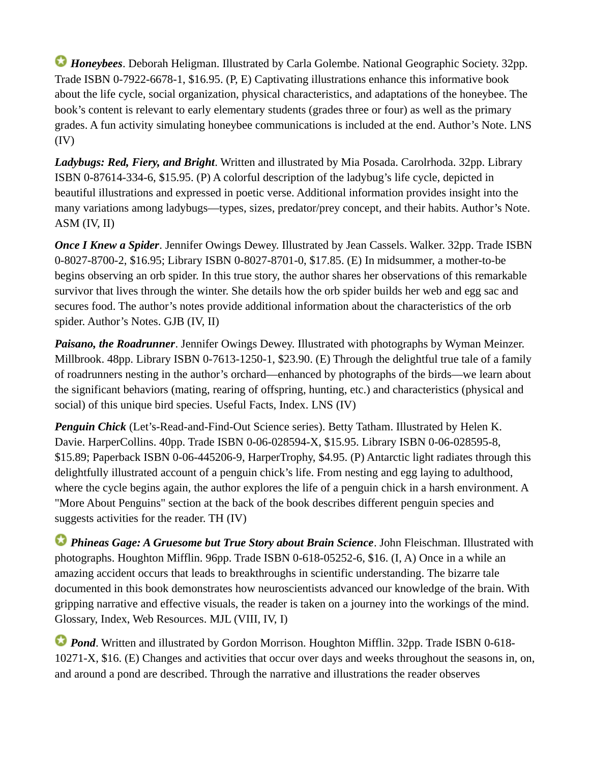***Honeybees***. Deborah Heligman. Illustrated by Carla Golembe. National Geographic Society. 32pp. Trade ISBN 0-7922-6678-1, $16.95. (P, E) Captivating illustrations enhance this informative book about the life cycle, social organization, physical characteristics, and adaptations of the honeybee. The book's content is relevant to early elementary students (grades three or four) as well as the primary grades. A fun activity simulating honeybee communications is included at the end. Author's Note. LNS (IV)

***Ladybugs: Red, Fiery, and Bright***. Written and illustrated by Mia Posada. Carolrhoda. 32pp. Library ISBN 0-87614-334-6, $15.95. (P) A colorful description of the ladybug's life cycle, depicted in beautiful illustrations and expressed in poetic verse. Additional information provides insight into the many variations among ladybugs—types, sizes, predator/prey concept, and their habits. Author's Note. ASM (IV, II)

***Once I Knew a Spider***. Jennifer Owings Dewey. Illustrated by Jean Cassels. Walker. 32pp. Trade ISBN 0-8027-8700-2, $16.95; Library ISBN 0-8027-8701-0, $17.85. (E) In midsummer, a mother-to-be begins observing an orb spider. In this true story, the author shares her observations of this remarkable survivor that lives through the winter. She details how the orb spider builds her web and egg sac and secures food. The author's notes provide additional information about the characteristics of the orb spider. Author's Notes. GJB (IV, II)

***Paisano, the Roadrunner***. Jennifer Owings Dewey. Illustrated with photographs by Wyman Meinzer. Millbrook. 48pp. Library ISBN 0-7613-1250-1, $23.90. (E) Through the delightful true tale of a family of roadrunners nesting in the author's orchard—enhanced by photographs of the birds—we learn about the significant behaviors (mating, rearing of offspring, hunting, etc.) and characteristics (physical and social) of this unique bird species. Useful Facts, Index. LNS (IV)

***Penguin Chick*** (Let's-Read-and-Find-Out Science series). Betty Tatham. Illustrated by Helen K. Davie. HarperCollins. 40pp. Trade ISBN 0-06-028594-X, $15.95. Library ISBN 0-06-028595-8, $15.89; Paperback ISBN 0-06-445206-9, HarperTrophy, $4.95. (P) Antarctic light radiates through this delightfully illustrated account of a penguin chick's life. From nesting and egg laying to adulthood, where the cycle begins again, the author explores the life of a penguin chick in a harsh environment. A "More About Penguins" section at the back of the book describes different penguin species and suggests activities for the reader. TH (IV)

***Phineas Gage: A Gruesome but True Story about Brain Science***. John Fleischman. Illustrated with photographs. Houghton Mifflin. 96pp. Trade ISBN 0-618-05252-6, $16. (I, A) Once in a while an amazing accident occurs that leads to breakthroughs in scientific understanding. The bizarre tale documented in this book demonstrates how neuroscientists advanced our knowledge of the brain. With gripping narrative and effective visuals, the reader is taken on a journey into the workings of the mind. Glossary, Index, Web Resources. MJL (VIII, IV, I)

***Pond***. Written and illustrated by Gordon Morrison. Houghton Mifflin. 32pp. Trade ISBN 0-618-10271-X, $16. (E) Changes and activities that occur over days and weeks throughout the seasons in, on, and around a pond are described. Through the narrative and illustrations the reader observes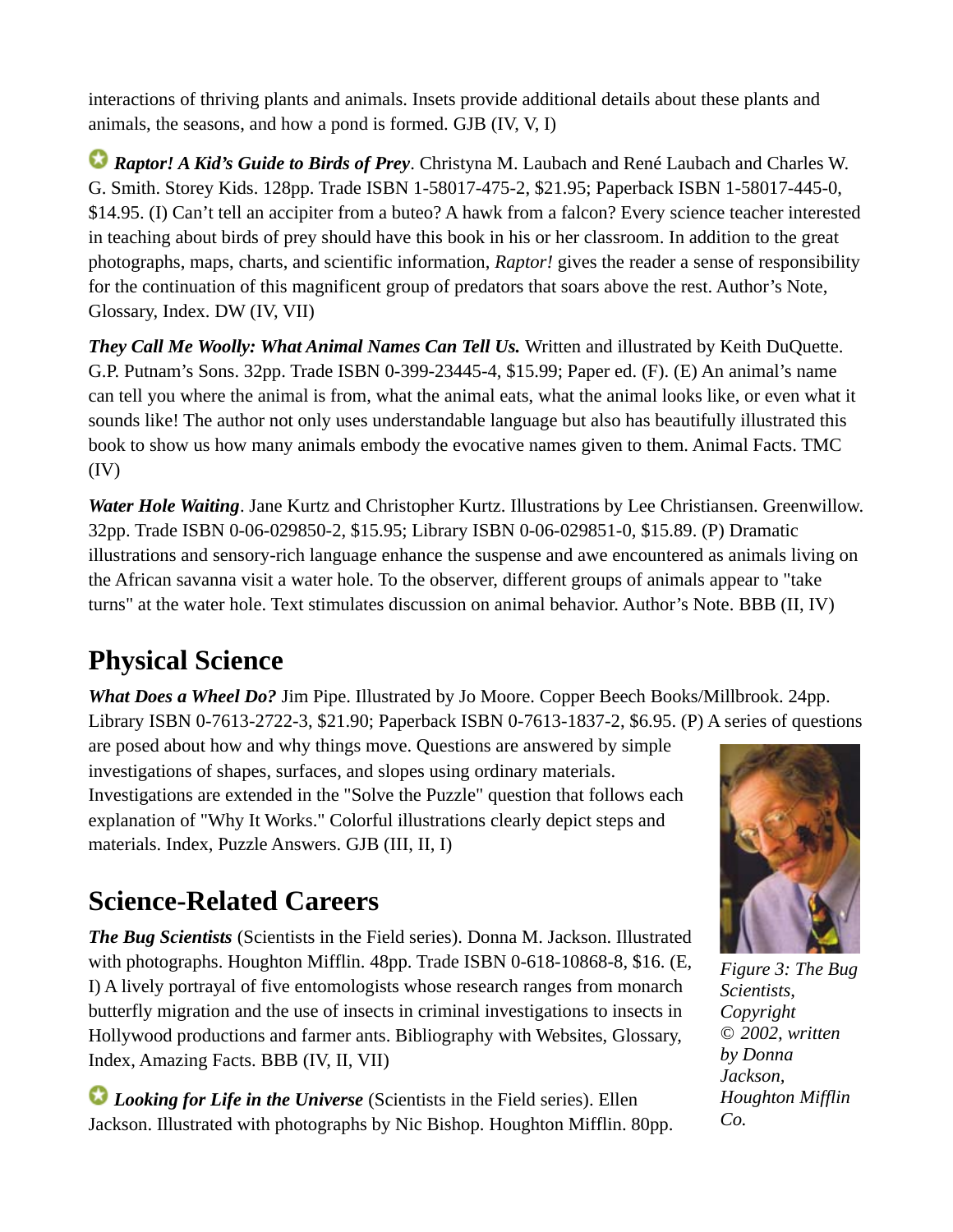interactions of thriving plants and animals. Insets provide additional details about these plants and animals, the seasons, and how a pond is formed. GJB (IV, V, I)

***Raptor! A Kid's Guide to Birds of Prey***. Christyna M. Laubach and René Laubach and Charles W. G. Smith. Storey Kids. 128pp. Trade ISBN 1-58017-475-2, $21.95; Paperback ISBN 1-58017-445-0, $14.95. (I) Can't tell an accipiter from a buteo? A hawk from a falcon? Every science teacher interested in teaching about birds of prey should have this book in his or her classroom. In addition to the great photographs, maps, charts, and scientific information, *Raptor!* gives the reader a sense of responsibility for the continuation of this magnificent group of predators that soars above the rest. Author's Note, Glossary, Index. DW (IV, VII)

***They Call Me Woolly: What Animal Names Can Tell Us.*** Written and illustrated by Keith DuQuette. G.P. Putnam's Sons. 32pp. Trade ISBN 0-399-23445-4, $15.99; Paper ed. (F). (E) An animal's name can tell you where the animal is from, what the animal eats, what the animal looks like, or even what it sounds like! The author not only uses understandable language but also has beautifully illustrated this book to show us how many animals embody the evocative names given to them. Animal Facts. TMC (IV)

***Water Hole Waiting***. Jane Kurtz and Christopher Kurtz. Illustrations by Lee Christiansen. Greenwillow. 32pp. Trade ISBN 0-06-029850-2, $15.95; Library ISBN 0-06-029851-0, $15.89. (P) Dramatic illustrations and sensory-rich language enhance the suspense and awe encountered as animals living on the African savanna visit a water hole. To the observer, different groups of animals appear to "take turns" at the water hole. Text stimulates discussion on animal behavior. Author's Note. BBB (II, IV)

## Physical Science

***What Does a Wheel Do?*** Jim Pipe. Illustrated by Jo Moore. Copper Beech Books/Millbrook. 24pp. Library ISBN 0-7613-2722-3, $21.90; Paperback ISBN 0-7613-1837-2, $6.95. (P) A series of questions are posed about how and why things move. Questions are answered by simple investigations of shapes, surfaces, and slopes using ordinary materials. Investigations are extended in the "Solve the Puzzle" question that follows each explanation of "Why It Works." Colorful illustrations clearly depict steps and materials. Index, Puzzle Answers. GJB (III, II, I)

## Science-Related Careers

***The Bug Scientists*** (Scientists in the Field series). Donna M. Jackson. Illustrated with photographs. Houghton Mifflin. 48pp. Trade ISBN 0-618-10868-8, $16. (E, I) A lively portrayal of five entomologists whose research ranges from monarch butterfly migration and the use of insects in criminal investigations to insects in Hollywood productions and farmer ants. Bibliography with Websites, Glossary, Index, Amazing Facts. BBB (IV, II, VII)

*Figure 3: The Bug Scientists, Copyright © 2002, written by Donna Jackson, Houghton Mifflin Co.*

***Looking for Life in the Universe*** (Scientists in the Field series). Ellen Jackson. Illustrated with photographs by Nic Bishop. Houghton Mifflin. 80pp.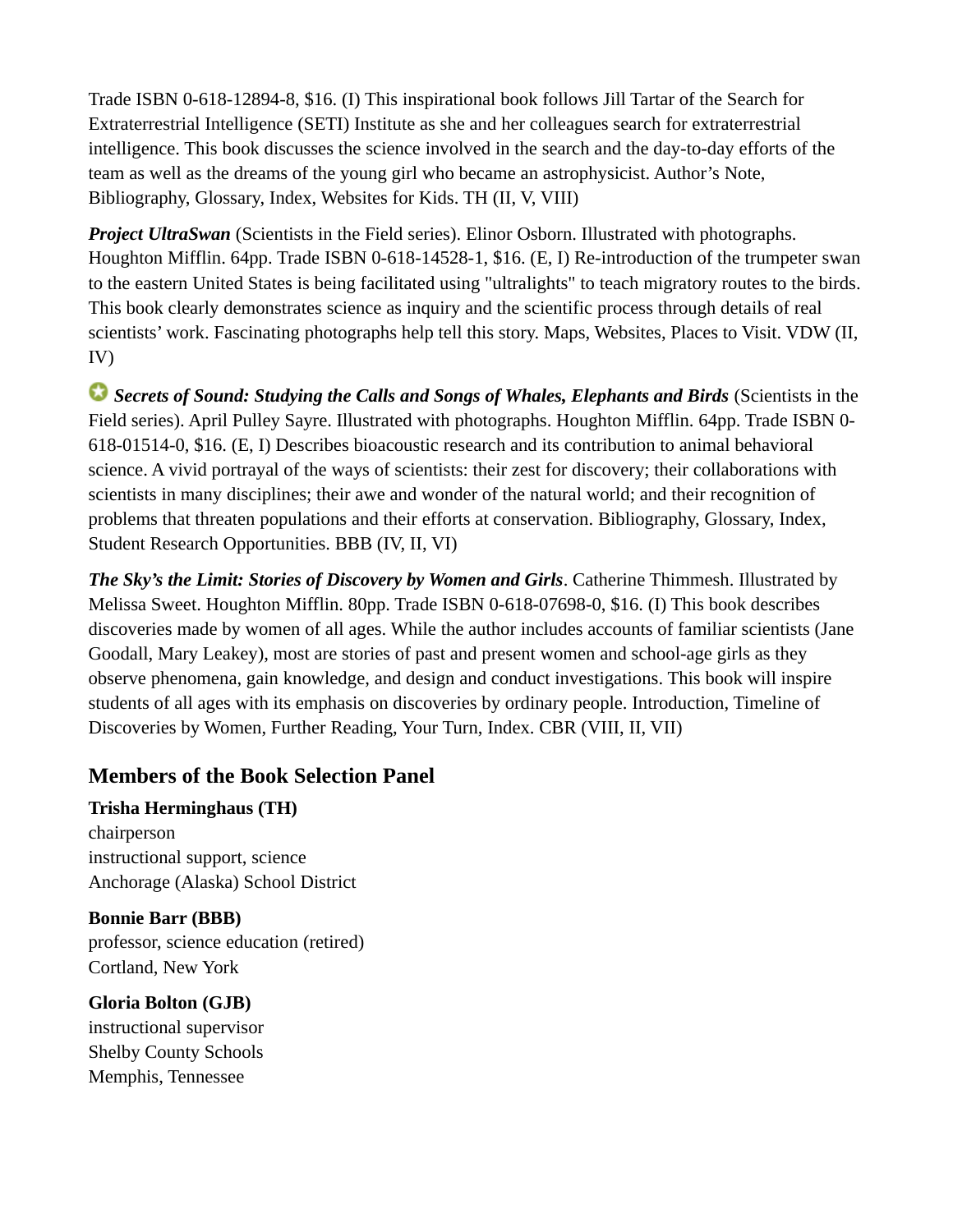Trade ISBN 0-618-12894-8, $16. (I) This inspirational book follows Jill Tartar of the Search for Extraterrestrial Intelligence (SETI) Institute as she and her colleagues search for extraterrestrial intelligence. This book discusses the science involved in the search and the day-to-day efforts of the team as well as the dreams of the young girl who became an astrophysicist. Author's Note, Bibliography, Glossary, Index, Websites for Kids. TH (II, V, VIII)

***Project UltraSwan*** (Scientists in the Field series). Elinor Osborn. Illustrated with photographs. Houghton Mifflin. 64pp. Trade ISBN 0-618-14528-1, $16. (E, I) Re-introduction of the trumpeter swan to the eastern United States is being facilitated using "ultralights" to teach migratory routes to the birds. This book clearly demonstrates science as inquiry and the scientific process through details of real scientists' work. Fascinating photographs help tell this story. Maps, Websites, Places to Visit. VDW (II, IV)

***Secrets of Sound: Studying the Calls and Songs of Whales, Elephants and Birds*** (Scientists in the Field series). April Pulley Sayre. Illustrated with photographs. Houghton Mifflin. 64pp. Trade ISBN 0-618-01514-0, $16. (E, I) Describes bioacoustic research and its contribution to animal behavioral science. A vivid portrayal of the ways of scientists: their zest for discovery; their collaborations with scientists in many disciplines; their awe and wonder of the natural world; and their recognition of problems that threaten populations and their efforts at conservation. Bibliography, Glossary, Index, Student Research Opportunities. BBB (IV, II, VI)

***The Sky's the Limit: Stories of Discovery by Women and Girls***. Catherine Thimmesh. Illustrated by Melissa Sweet. Houghton Mifflin. 80pp. Trade ISBN 0-618-07698-0, $16. (I) This book describes discoveries made by women of all ages. While the author includes accounts of familiar scientists (Jane Goodall, Mary Leakey), most are stories of past and present women and school-age girls as they observe phenomena, gain knowledge, and design and conduct investigations. This book will inspire students of all ages with its emphasis on discoveries by ordinary people. Introduction, Timeline of Discoveries by Women, Further Reading, Your Turn, Index. CBR (VIII, II, VII)

## Members of the Book Selection Panel

**Trisha Herminghaus (TH)**
chairperson
instructional support, science
Anchorage (Alaska) School District

**Bonnie Barr (BBB)**
professor, science education (retired)
Cortland, New York

**Gloria Bolton (GJB)**
instructional supervisor
Shelby County Schools
Memphis, Tennessee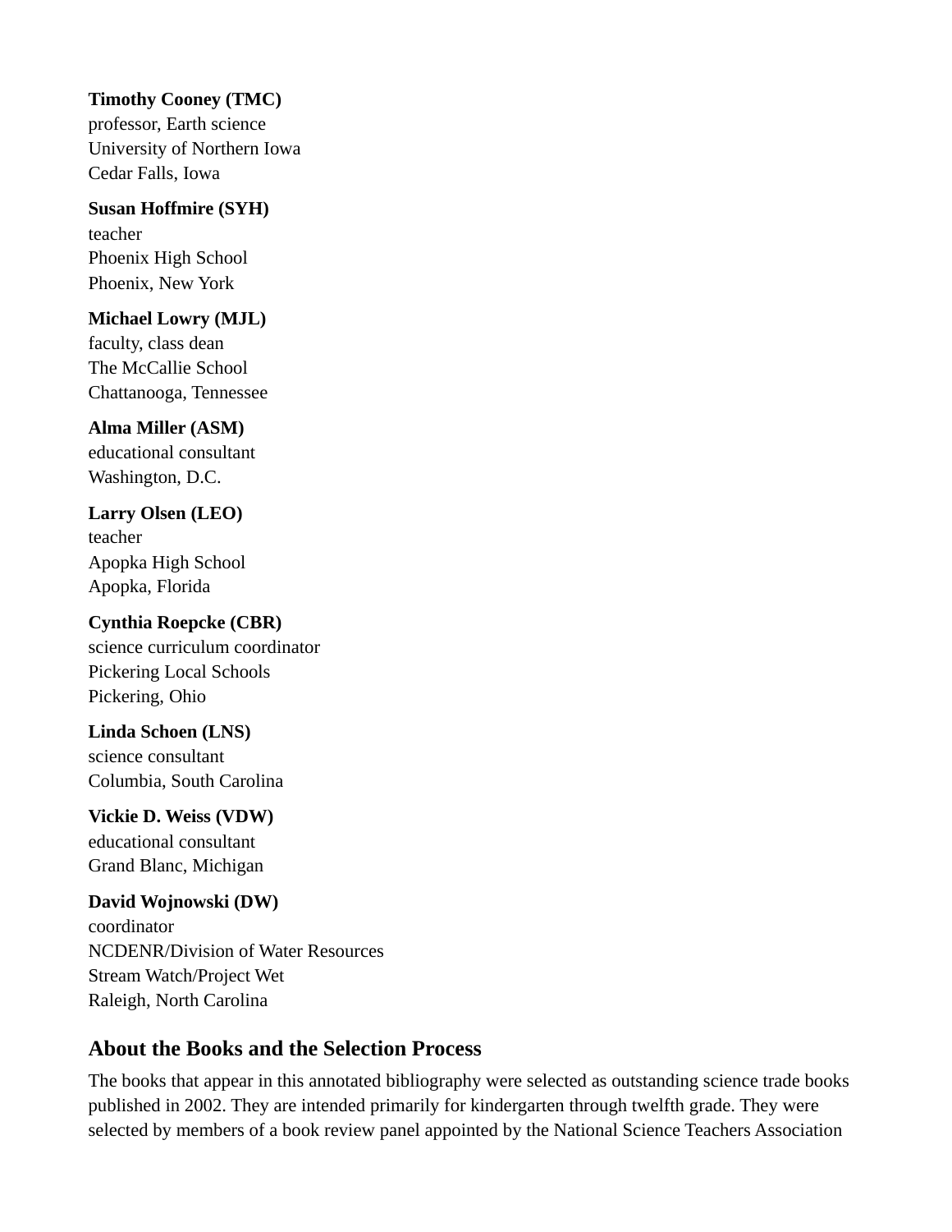**Timothy Cooney (TMC)**
professor, Earth science
University of Northern Iowa
Cedar Falls, Iowa

**Susan Hoffmire (SYH)**
teacher
Phoenix High School
Phoenix, New York

**Michael Lowry (MJL)**
faculty, class dean
The McCallie School
Chattanooga, Tennessee

**Alma Miller (ASM)**
educational consultant
Washington, D.C.

**Larry Olsen (LEO)**
teacher
Apopka High School
Apopka, Florida

**Cynthia Roepcke (CBR)**
science curriculum coordinator
Pickering Local Schools
Pickering, Ohio

**Linda Schoen (LNS)**
science consultant
Columbia, South Carolina

**Vickie D. Weiss (VDW)**
educational consultant
Grand Blanc, Michigan

**David Wojnowski (DW)**
coordinator
NCDENR/Division of Water Resources
Stream Watch/Project Wet
Raleigh, North Carolina

## About the Books and the Selection Process

The books that appear in this annotated bibliography were selected as outstanding science trade books published in 2002. They are intended primarily for kindergarten through twelfth grade. They were selected by members of a book review panel appointed by the National Science Teachers Association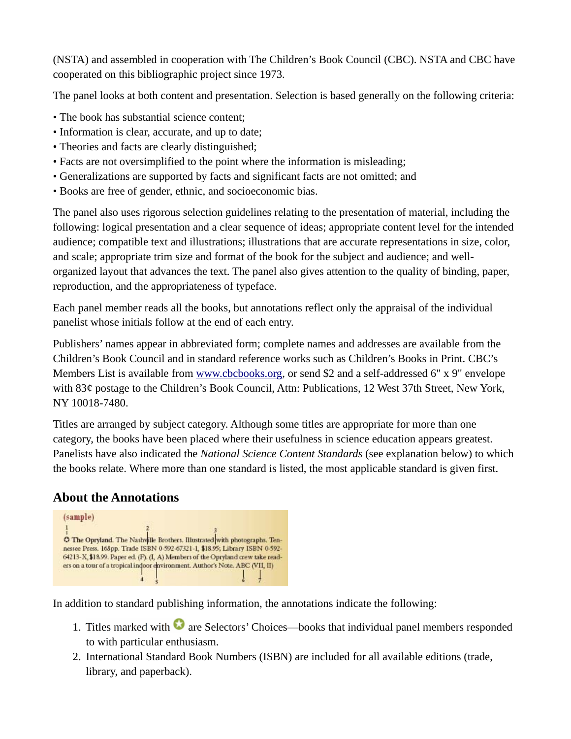(NSTA) and assembled in cooperation with The Children's Book Council (CBC). NSTA and CBC have cooperated on this bibliographic project since 1973.

The panel looks at both content and presentation. Selection is based generally on the following criteria:

- The book has substantial science content;
- Information is clear, accurate, and up to date;
- Theories and facts are clearly distinguished;
- Facts are not oversimplified to the point where the information is misleading;
- Generalizations are supported by facts and significant facts are not omitted; and
- Books are free of gender, ethnic, and socioeconomic bias.

The panel also uses rigorous selection guidelines relating to the presentation of material, including the following: logical presentation and a clear sequence of ideas; appropriate content level for the intended audience; compatible text and illustrations; illustrations that are accurate representations in size, color, and scale; appropriate trim size and format of the book for the subject and audience; and well-organized layout that advances the text. The panel also gives attention to the quality of binding, paper, reproduction, and the appropriateness of typeface.

Each panel member reads all the books, but annotations reflect only the appraisal of the individual panelist whose initials follow at the end of each entry.

Publishers' names appear in abbreviated form; complete names and addresses are available from the Children's Book Council and in standard reference works such as Children's Books in Print. CBC's Members List is available from www.cbcbooks.org, or send $2 and a self-addressed 6" x 9" envelope with 83¢ postage to the Children's Book Council, Attn: Publications, 12 West 37th Street, New York, NY 10018-7480.

Titles are arranged by subject category. Although some titles are appropriate for more than one category, the books have been placed where their usefulness in science education appears greatest. Panelists have also indicated the *National Science Content Standards* (see explanation below) to which the books relate. Where more than one standard is listed, the most applicable standard is given first.

## About the Annotations

(sample)

The Opryland. The Nashville Brothers. Illustrated with photographs. Tennessee Press. 168pp. Trade ISBN 0-592-67321-1, $18.95; Library ISBN 0-592-64213-X, $18.99. Paper ed. (F). (I, A) Members of the Opryland crew take readers on a tour of a tropical indoor environment. Author's Note. ABC (VII, II)

In addition to standard publishing information, the annotations indicate the following:

1. Titles marked with ✪ are Selectors' Choices—books that individual panel members responded to with particular enthusiasm.
2. International Standard Book Numbers (ISBN) are included for all available editions (trade, library, and paperback).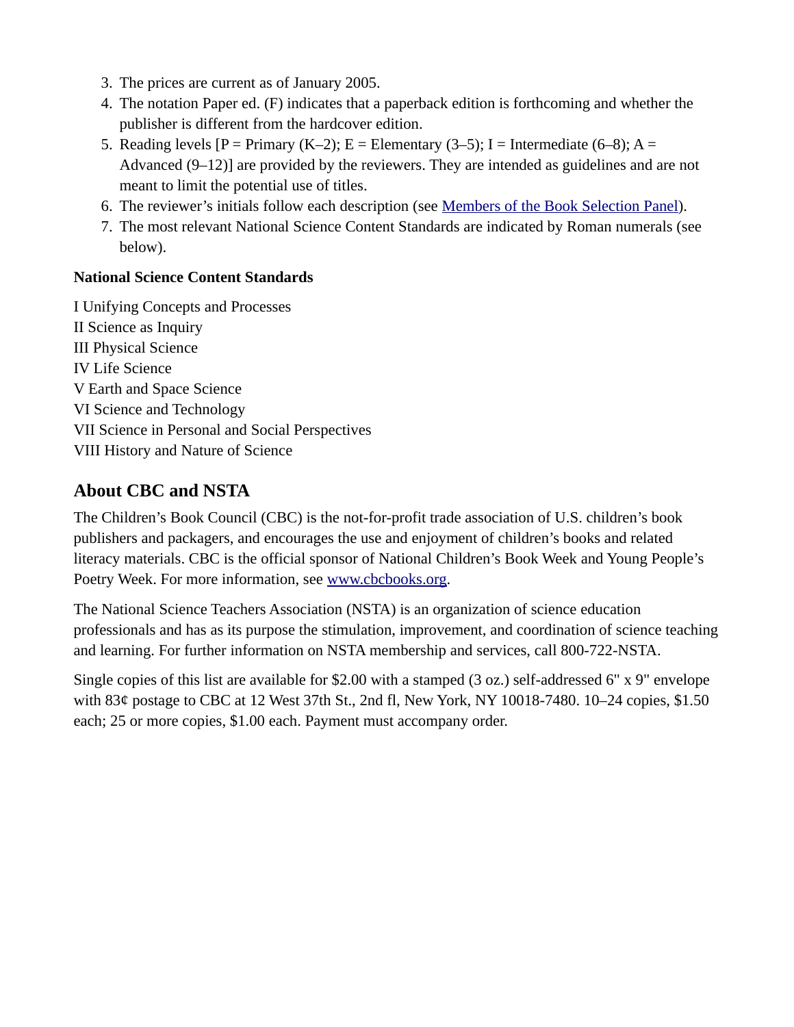3. The prices are current as of January 2005.
4. The notation Paper ed. (F) indicates that a paperback edition is forthcoming and whether the publisher is different from the hardcover edition.
5. Reading levels [P = Primary (K–2); E = Elementary (3–5); I = Intermediate (6–8); A = Advanced (9–12)] are provided by the reviewers. They are intended as guidelines and are not meant to limit the potential use of titles.
6. The reviewer's initials follow each description (see Members of the Book Selection Panel).
7. The most relevant National Science Content Standards are indicated by Roman numerals (see below).

**National Science Content Standards**

I Unifying Concepts and Processes
II Science as Inquiry
III Physical Science
IV Life Science
V Earth and Space Science
VI Science and Technology
VII Science in Personal and Social Perspectives
VIII History and Nature of Science

## About CBC and NSTA

The Children's Book Council (CBC) is the not-for-profit trade association of U.S. children's book publishers and packagers, and encourages the use and enjoyment of children's books and related literacy materials. CBC is the official sponsor of National Children's Book Week and Young People's Poetry Week. For more information, see www.cbcbooks.org.

The National Science Teachers Association (NSTA) is an organization of science education professionals and has as its purpose the stimulation, improvement, and coordination of science teaching and learning. For further information on NSTA membership and services, call 800-722-NSTA.

Single copies of this list are available for $2.00 with a stamped (3 oz.) self-addressed 6" x 9" envelope with 83¢ postage to CBC at 12 West 37th St., 2nd fl, New York, NY 10018-7480. 10–24 copies, $1.50 each; 25 or more copies, $1.00 each. Payment must accompany order.